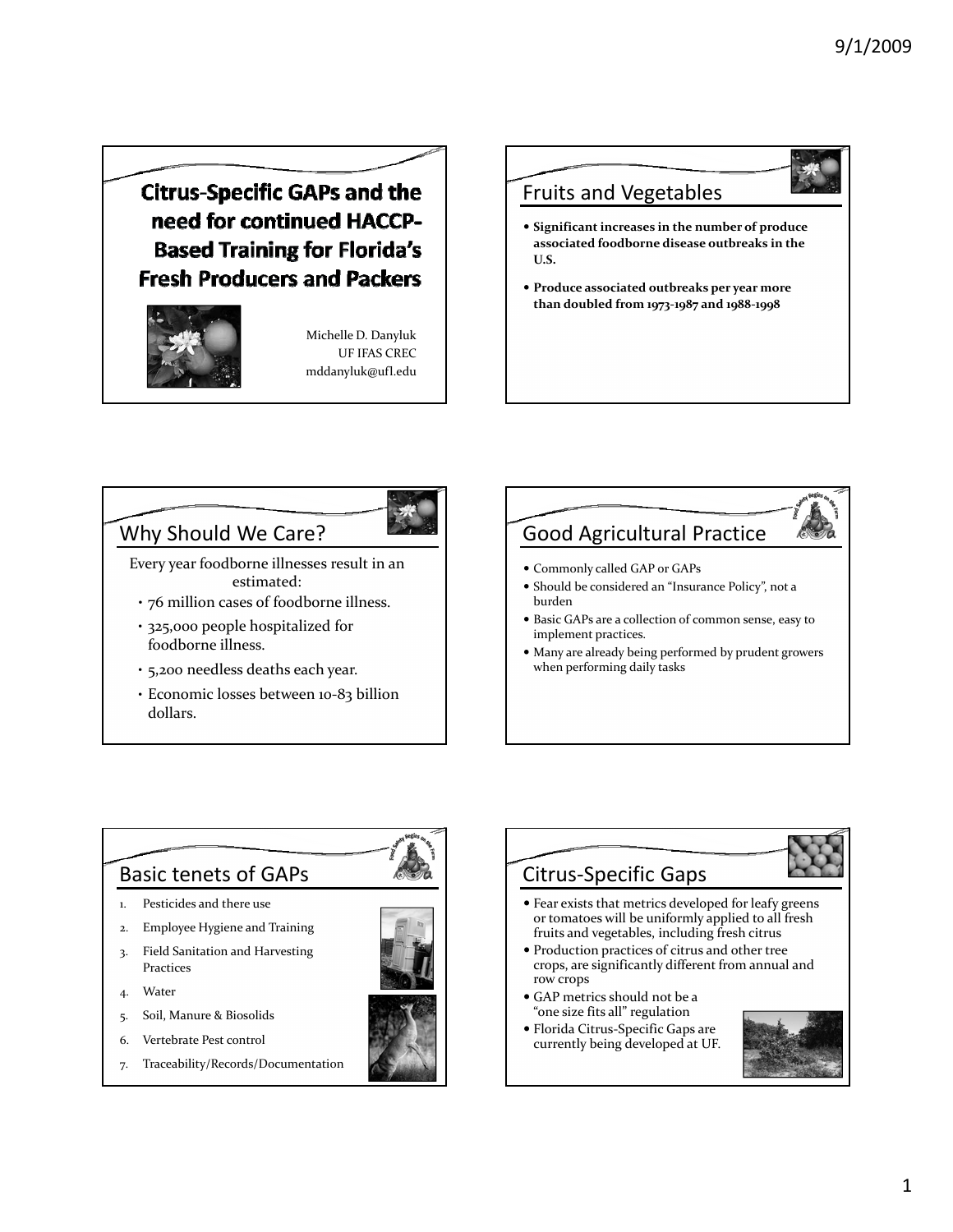# Citrus-Specific GAPs and the need for continued HACCP-Based Training for Florida's Fresh Producers and Packers

Michelle D. Danyluk
UF IFAS CREC
mddanyluk@ufl.edu

## Fruits and Vegetables

- **Significant increases in the number of produce associated foodborne disease outbreaks in the U.S.**
- **Produce associated outbreaks per year more than doubled from 1973-1987 and 1988-1998**

## Why Should We Care?

Every year foodborne illnesses result in an estimated:

- 76 million cases of foodborne illness.
- 325,000 people hospitalized for foodborne illness.
- 5,200 needless deaths each year.
- Economic losses between 10-83 billion dollars.

## Good Agricultural Practice

- Commonly called GAP or GAPs
- Should be considered an "Insurance Policy", not a burden
- Basic GAPs are a collection of common sense, easy to implement practices.
- Many are already being performed by prudent growers when performing daily tasks

## Basic tenets of GAPs

1. Pesticides and there use
2. Employee Hygiene and Training
3. Field Sanitation and Harvesting Practices
4. Water
5. Soil, Manure & Biosolids
6. Vertebrate Pest control
7. Traceability/Records/Documentation

## Citrus-Specific Gaps

- Fear exists that metrics developed for leafy greens or tomatoes will be uniformly applied to all fresh fruits and vegetables, including fresh citrus
- Production practices of citrus and other tree crops, are significantly different from annual and row crops
- GAP metrics should not be a "one size fits all" regulation
- Florida Citrus-Specific Gaps are currently being developed at UF.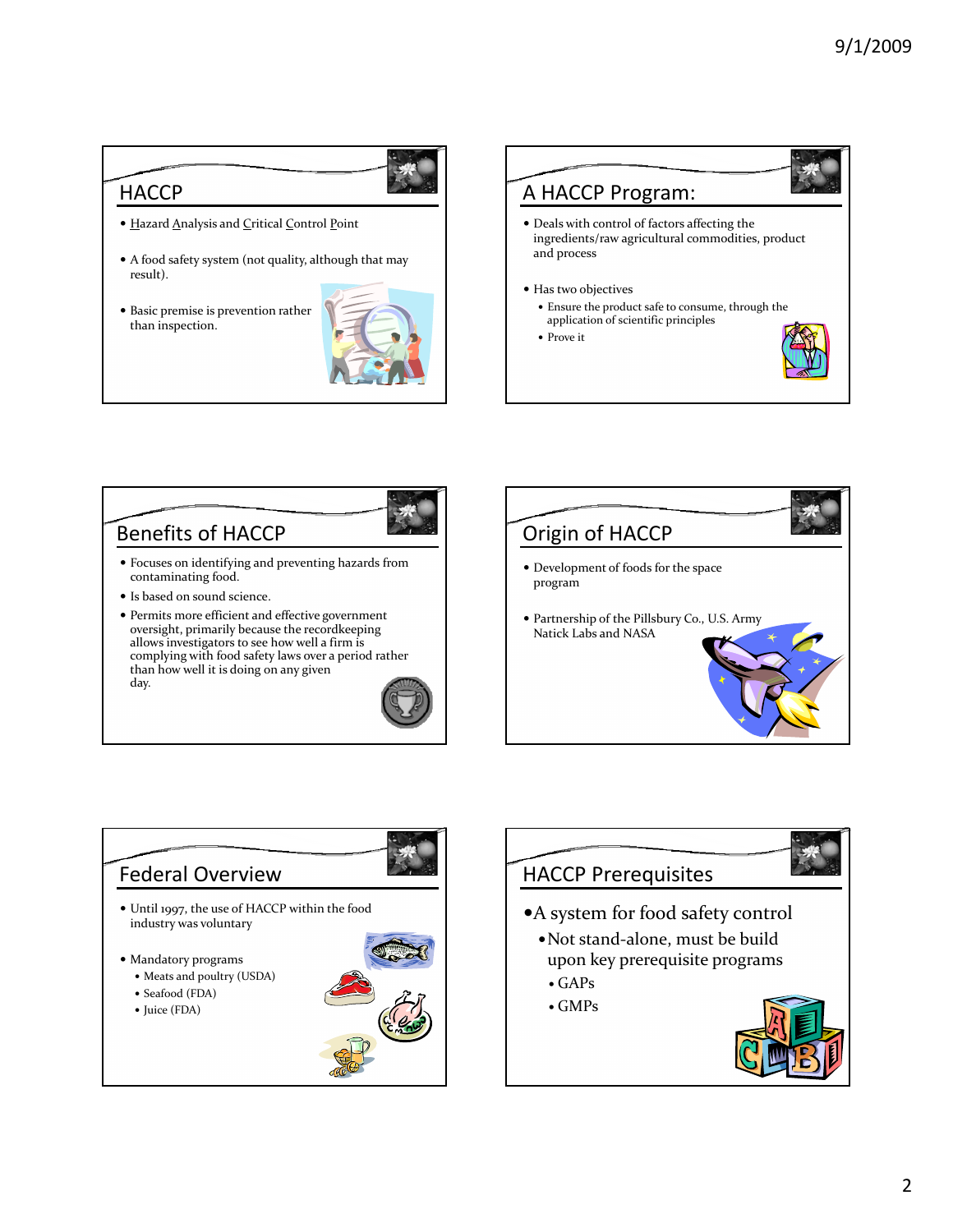## HACCP

- Hazard Analysis and Critical Control Point
- A food safety system (not quality, although that may result).
- Basic premise is prevention rather than inspection.

## A HACCP Program:

- Deals with control of factors affecting the ingredients/raw agricultural commodities, product and process
- Has two objectives
  - Ensure the product safe to consume, through the application of scientific principles
  - Prove it

## Benefits of HACCP

- Focuses on identifying and preventing hazards from contaminating food.
- Is based on sound science.
- Permits more efficient and effective government oversight, primarily because the recordkeeping allows investigators to see how well a firm is complying with food safety laws over a period rather than how well it is doing on any given day.

## Origin of HACCP

- Development of foods for the space program
- Partnership of the Pillsbury Co., U.S. Army Natick Labs and NASA

## Federal Overview

- Until 1997, the use of HACCP within the food industry was voluntary
- Mandatory programs
  - Meats and poultry (USDA)
  - Seafood (FDA)
  - Juice (FDA)

## HACCP Prerequisites

- A system for food safety control
  - Not stand-alone, must be build upon key prerequisite programs
    - GAPs
    - GMPs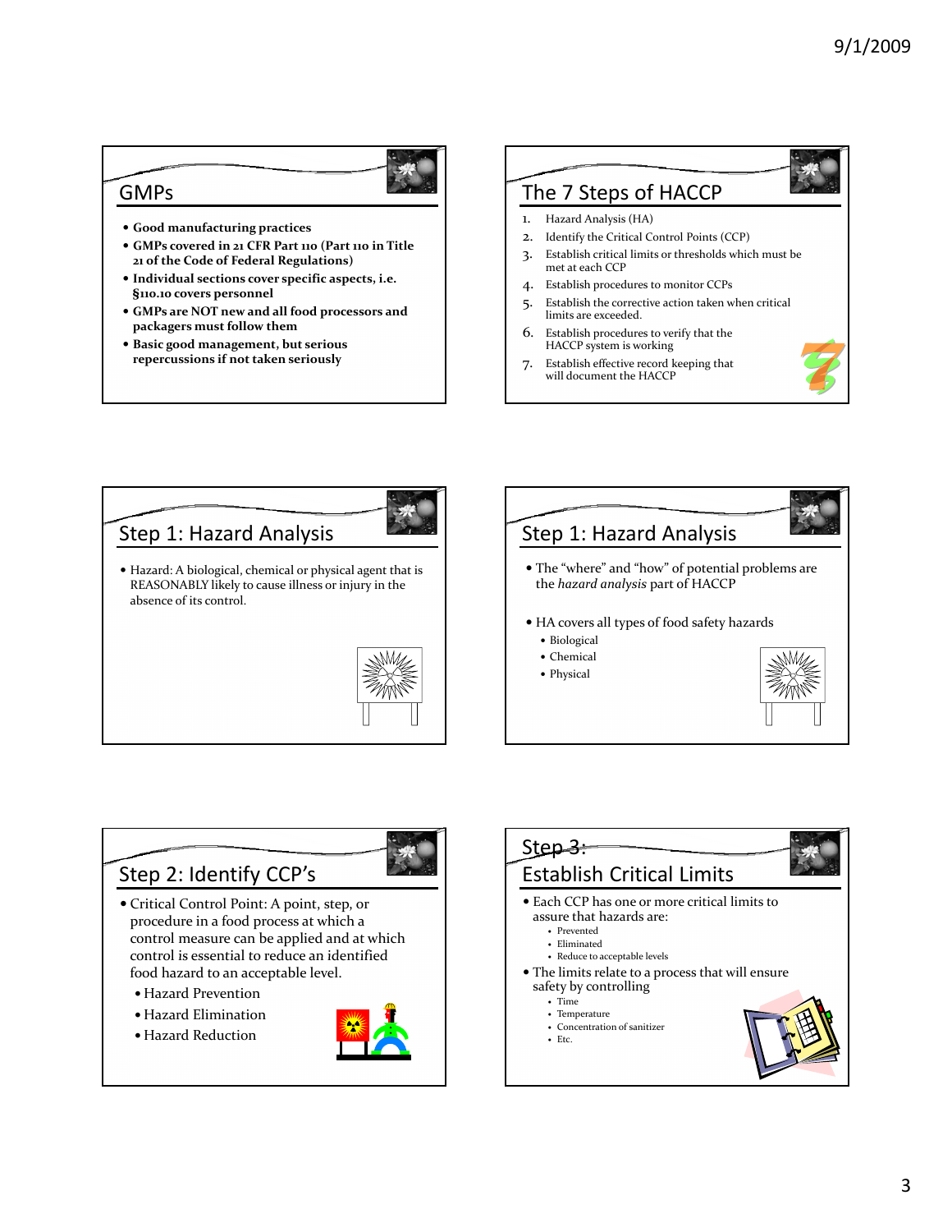## GMPs

- **Good manufacturing practices**
- **GMPs covered in 21 CFR Part 110 (Part 110 in Title 21 of the Code of Federal Regulations)**
- **Individual sections cover specific aspects, i.e. §110.10 covers personnel**
- **GMPs are NOT new and all food processors and packagers must follow them**
- **Basic good management, but serious repercussions if not taken seriously**

## The 7 Steps of HACCP

1. Hazard Analysis (HA)
2. Identify the Critical Control Points (CCP)
3. Establish critical limits or thresholds which must be met at each CCP
4. Establish procedures to monitor CCPs
5. Establish the corrective action taken when critical limits are exceeded.
6. Establish procedures to verify that the HACCP system is working
7. Establish effective record keeping that will document the HACCP

## Step 1: Hazard Analysis

- Hazard: A biological, chemical or physical agent that is REASONABLY likely to cause illness or injury in the absence of its control.

## Step 1: Hazard Analysis

- The "where" and "how" of potential problems are the *hazard analysis* part of HACCP
- HA covers all types of food safety hazards
  - Biological
  - Chemical
  - Physical

## Step 2: Identify CCP's

- Critical Control Point: A point, step, or procedure in a food process at which a control measure can be applied and at which control is essential to reduce an identified food hazard to an acceptable level.
  - Hazard Prevention
  - Hazard Elimination
  - Hazard Reduction

## Step 3: Establish Critical Limits

- Each CCP has one or more critical limits to assure that hazards are:
  - Prevented
  - Eliminated
  - Reduce to acceptable levels
- The limits relate to a process that will ensure safety by controlling
  - Time
  - Temperature
  - Concentration of sanitizer
  - Etc.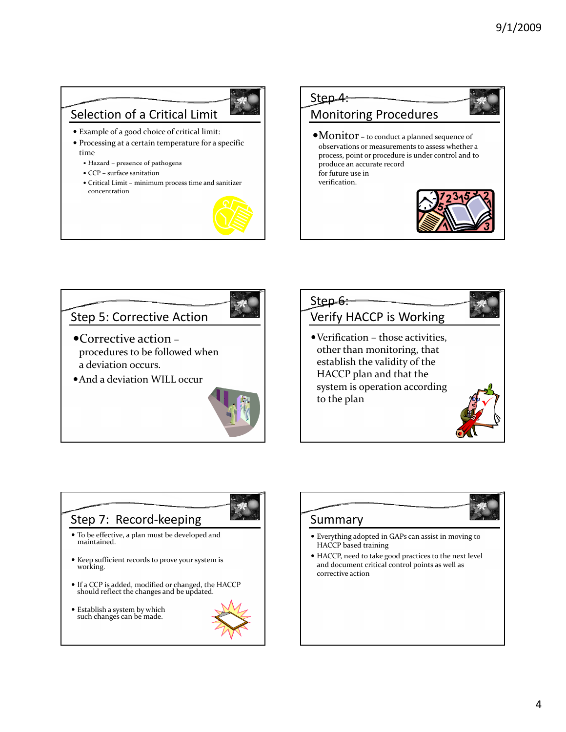## Selection of a Critical Limit

- Example of a good choice of critical limit:
- Processing at a certain temperature for a specific time
  - Hazard – presence of pathogens
  - CCP – surface sanitation
  - Critical Limit – minimum process time and sanitizer concentration

## Step 4: Monitoring Procedures

- Monitor – to conduct a planned sequence of observations or measurements to assess whether a process, point or procedure is under control and to produce an accurate record for future use in verification.

## Step 5: Corrective Action

- Corrective action – procedures to be followed when a deviation occurs.
- And a deviation WILL occur

## Step 6: Verify HACCP is Working

- Verification – those activities, other than monitoring, that establish the validity of the HACCP plan and that the system is operation according to the plan

## Step 7: Record-keeping

- To be effective, a plan must be developed and maintained.
- Keep sufficient records to prove your system is working.
- If a CCP is added, modified or changed, the HACCP should reflect the changes and be updated.
- Establish a system by which such changes can be made.

## Summary

- Everything adopted in GAPs can assist in moving to HACCP based training
- HACCP, need to take good practices to the next level and document critical control points as well as corrective action